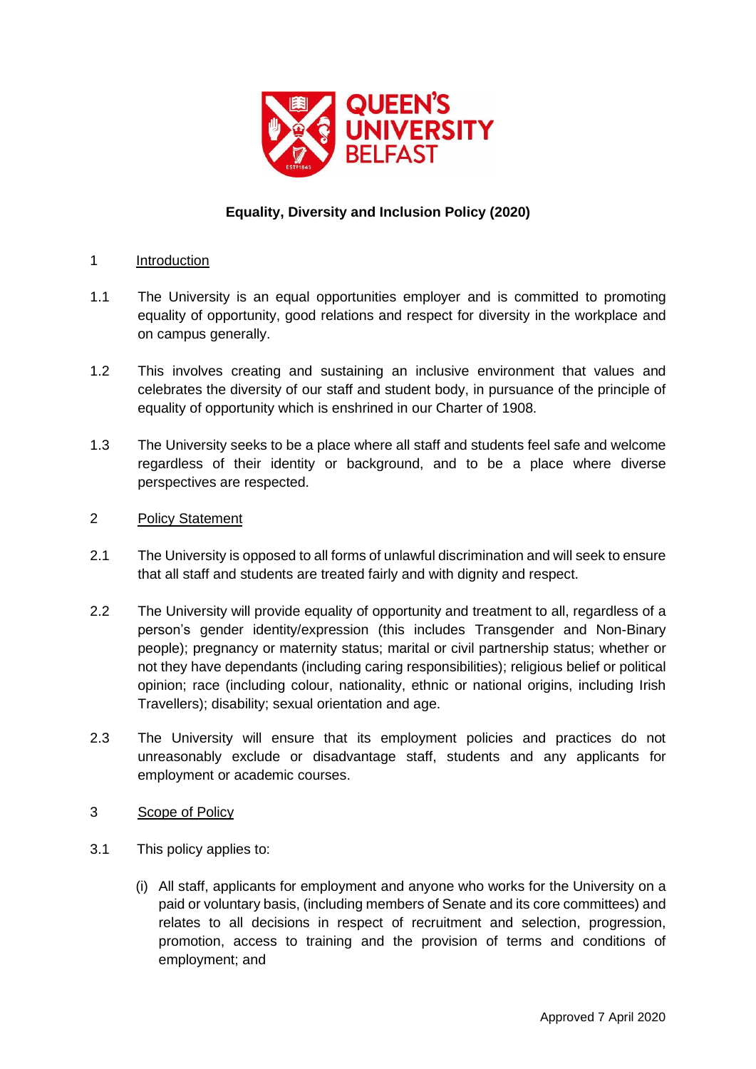# Equality, Diversity and Inclusion Policy (2020)

## 1 Introduction

1.1 The University is an equal opportunities employer and is committed to promoting equality of opportunity, good relations and respect for diversity in the workplace and on campus generally.

1.2 This involves creating and sustaining an inclusive environment that values and celebrates the diversity of our staff and student body, in pursuance of the principle of equality of opportunity which is enshrined in our Charter of 1908.

1.3 The University seeks to be a place where all staff and students feel safe and welcome regardless of their identity or background, and to be a place where diverse perspectives are respected.

## 2 Policy Statement

2.1 The University is opposed to all forms of unlawful discrimination and will seek to ensure that all staff and students are treated fairly and with dignity and respect.

2.2 The University will provide equality of opportunity and treatment to all, regardless of a person's gender identity/expression (this includes Transgender and Non-Binary people); pregnancy or maternity status; marital or civil partnership status; whether or not they have dependants (including caring responsibilities); religious belief or political opinion; race (including colour, nationality, ethnic or national origins, including Irish Travellers); disability; sexual orientation and age.

2.3 The University will ensure that its employment policies and practices do not unreasonably exclude or disadvantage staff, students and any applicants for employment or academic courses.

## 3 Scope of Policy

3.1 This policy applies to:

(i) All staff, applicants for employment and anyone who works for the University on a paid or voluntary basis, (including members of Senate and its core committees) and relates to all decisions in respect of recruitment and selection, progression, promotion, access to training and the provision of terms and conditions of employment; and

Approved 7 April 2020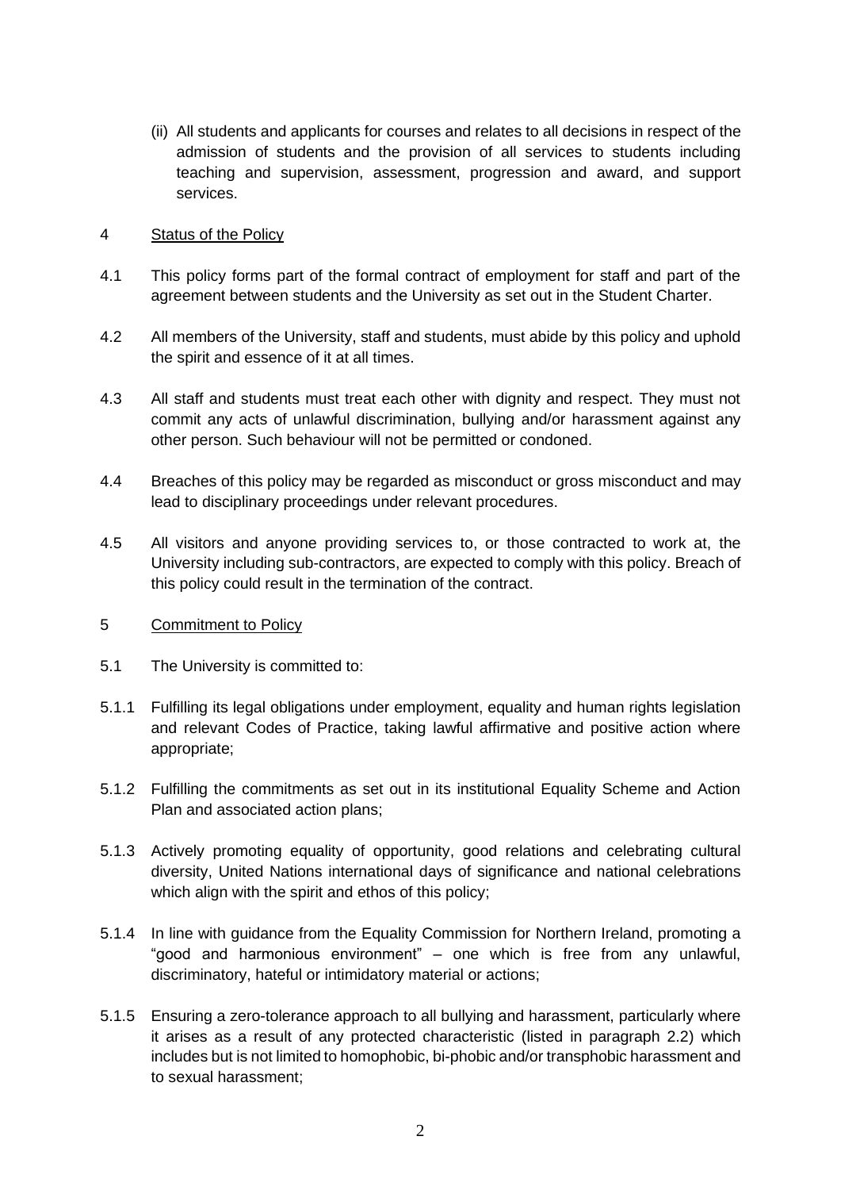(ii) All students and applicants for courses and relates to all decisions in respect of the admission of students and the provision of all services to students including teaching and supervision, assessment, progression and award, and support services.

## 4 Status of the Policy

4.1 This policy forms part of the formal contract of employment for staff and part of the agreement between students and the University as set out in the Student Charter.

4.2 All members of the University, staff and students, must abide by this policy and uphold the spirit and essence of it at all times.

4.3 All staff and students must treat each other with dignity and respect. They must not commit any acts of unlawful discrimination, bullying and/or harassment against any other person. Such behaviour will not be permitted or condoned.

4.4 Breaches of this policy may be regarded as misconduct or gross misconduct and may lead to disciplinary proceedings under relevant procedures.

4.5 All visitors and anyone providing services to, or those contracted to work at, the University including sub-contractors, are expected to comply with this policy. Breach of this policy could result in the termination of the contract.

## 5 Commitment to Policy

5.1 The University is committed to:

5.1.1 Fulfilling its legal obligations under employment, equality and human rights legislation and relevant Codes of Practice, taking lawful affirmative and positive action where appropriate;

5.1.2 Fulfilling the commitments as set out in its institutional Equality Scheme and Action Plan and associated action plans;

5.1.3 Actively promoting equality of opportunity, good relations and celebrating cultural diversity, United Nations international days of significance and national celebrations which align with the spirit and ethos of this policy;

5.1.4 In line with guidance from the Equality Commission for Northern Ireland, promoting a "good and harmonious environment" – one which is free from any unlawful, discriminatory, hateful or intimidatory material or actions;

5.1.5 Ensuring a zero-tolerance approach to all bullying and harassment, particularly where it arises as a result of any protected characteristic (listed in paragraph 2.2) which includes but is not limited to homophobic, bi-phobic and/or transphobic harassment and to sexual harassment;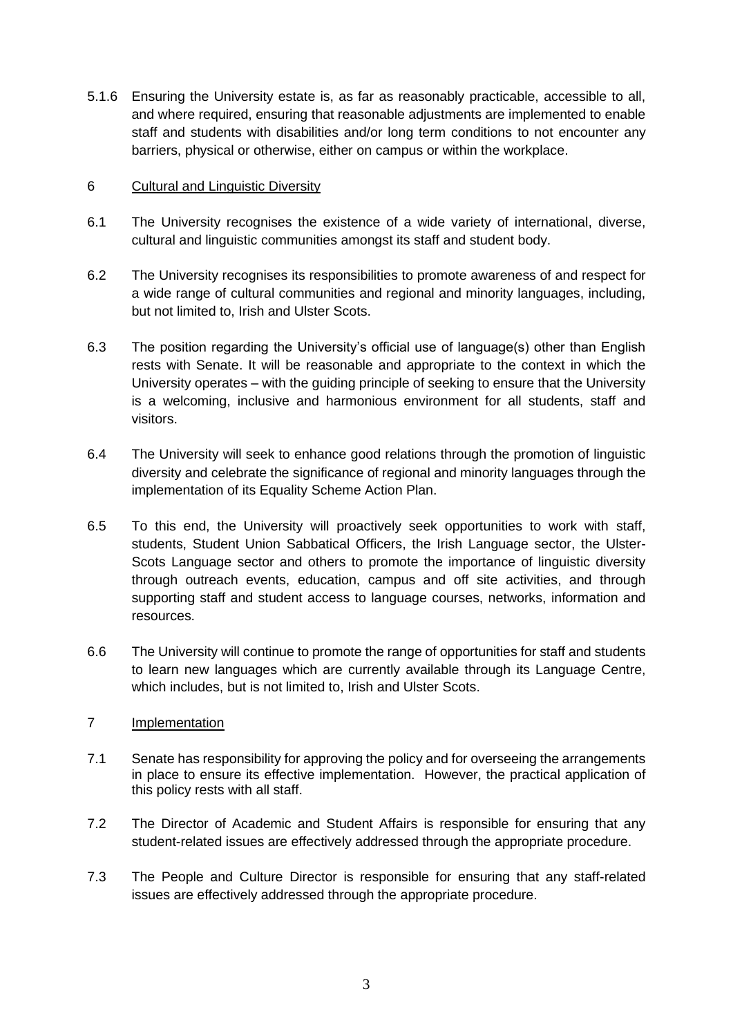5.1.6 Ensuring the University estate is, as far as reasonably practicable, accessible to all, and where required, ensuring that reasonable adjustments are implemented to enable staff and students with disabilities and/or long term conditions to not encounter any barriers, physical or otherwise, either on campus or within the workplace.

## 6 Cultural and Linguistic Diversity

6.1 The University recognises the existence of a wide variety of international, diverse, cultural and linguistic communities amongst its staff and student body.

6.2 The University recognises its responsibilities to promote awareness of and respect for a wide range of cultural communities and regional and minority languages, including, but not limited to, Irish and Ulster Scots.

6.3 The position regarding the University's official use of language(s) other than English rests with Senate. It will be reasonable and appropriate to the context in which the University operates – with the guiding principle of seeking to ensure that the University is a welcoming, inclusive and harmonious environment for all students, staff and visitors.

6.4 The University will seek to enhance good relations through the promotion of linguistic diversity and celebrate the significance of regional and minority languages through the implementation of its Equality Scheme Action Plan.

6.5 To this end, the University will proactively seek opportunities to work with staff, students, Student Union Sabbatical Officers, the Irish Language sector, the Ulster-Scots Language sector and others to promote the importance of linguistic diversity through outreach events, education, campus and off site activities, and through supporting staff and student access to language courses, networks, information and resources.

6.6 The University will continue to promote the range of opportunities for staff and students to learn new languages which are currently available through its Language Centre, which includes, but is not limited to, Irish and Ulster Scots.

## 7 Implementation

7.1 Senate has responsibility for approving the policy and for overseeing the arrangements in place to ensure its effective implementation. However, the practical application of this policy rests with all staff.

7.2 The Director of Academic and Student Affairs is responsible for ensuring that any student-related issues are effectively addressed through the appropriate procedure.

7.3 The People and Culture Director is responsible for ensuring that any staff-related issues are effectively addressed through the appropriate procedure.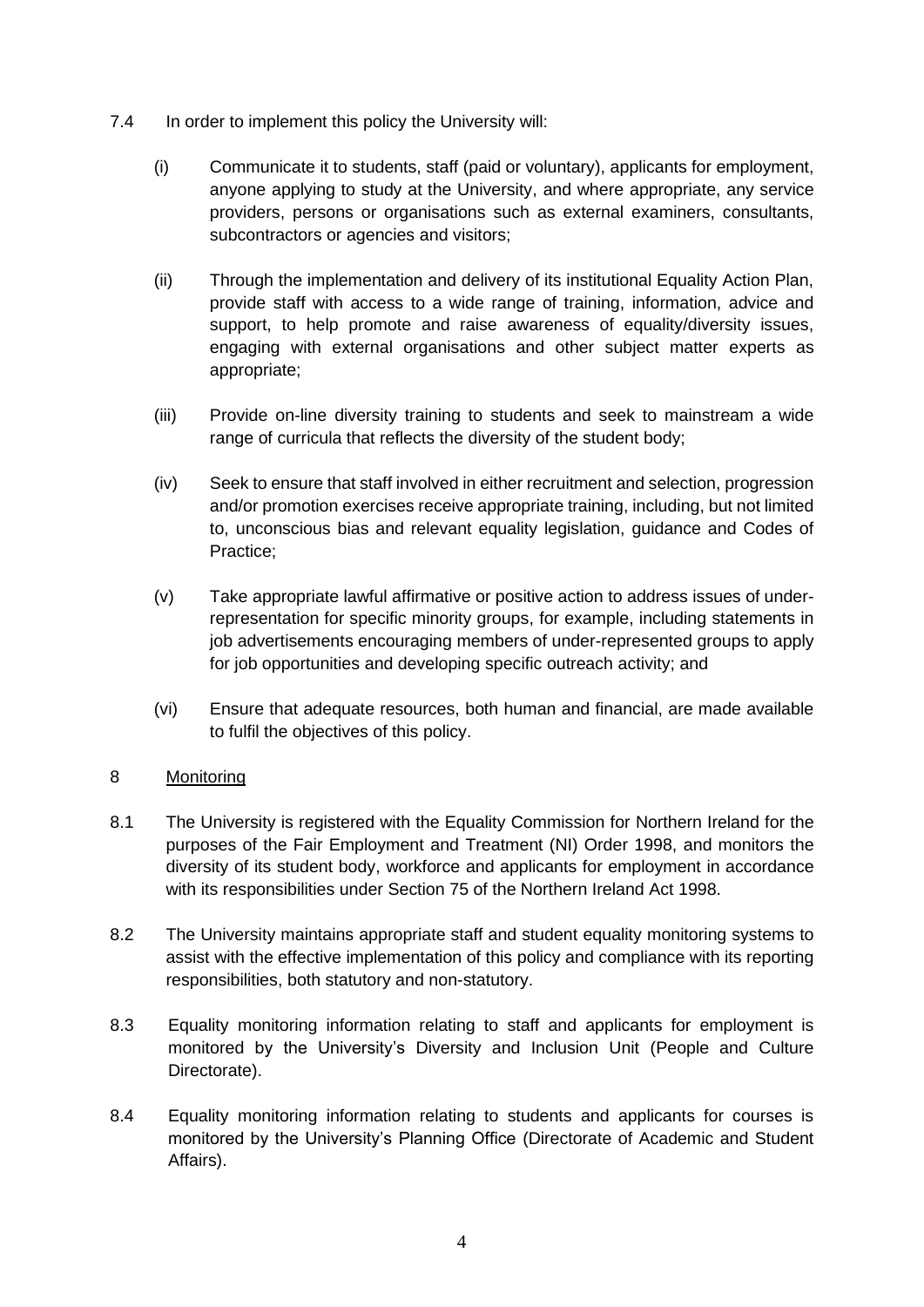7.4 In order to implement this policy the University will:

(i) Communicate it to students, staff (paid or voluntary), applicants for employment, anyone applying to study at the University, and where appropriate, any service providers, persons or organisations such as external examiners, consultants, subcontractors or agencies and visitors;

(ii) Through the implementation and delivery of its institutional Equality Action Plan, provide staff with access to a wide range of training, information, advice and support, to help promote and raise awareness of equality/diversity issues, engaging with external organisations and other subject matter experts as appropriate;

(iii) Provide on-line diversity training to students and seek to mainstream a wide range of curricula that reflects the diversity of the student body;

(iv) Seek to ensure that staff involved in either recruitment and selection, progression and/or promotion exercises receive appropriate training, including, but not limited to, unconscious bias and relevant equality legislation, guidance and Codes of Practice;

(v) Take appropriate lawful affirmative or positive action to address issues of under-representation for specific minority groups, for example, including statements in job advertisements encouraging members of under-represented groups to apply for job opportunities and developing specific outreach activity; and

(vi) Ensure that adequate resources, both human and financial, are made available to fulfil the objectives of this policy.

## 8 Monitoring

8.1 The University is registered with the Equality Commission for Northern Ireland for the purposes of the Fair Employment and Treatment (NI) Order 1998, and monitors the diversity of its student body, workforce and applicants for employment in accordance with its responsibilities under Section 75 of the Northern Ireland Act 1998.

8.2 The University maintains appropriate staff and student equality monitoring systems to assist with the effective implementation of this policy and compliance with its reporting responsibilities, both statutory and non-statutory.

8.3 Equality monitoring information relating to staff and applicants for employment is monitored by the University's Diversity and Inclusion Unit (People and Culture Directorate).

8.4 Equality monitoring information relating to students and applicants for courses is monitored by the University's Planning Office (Directorate of Academic and Student Affairs).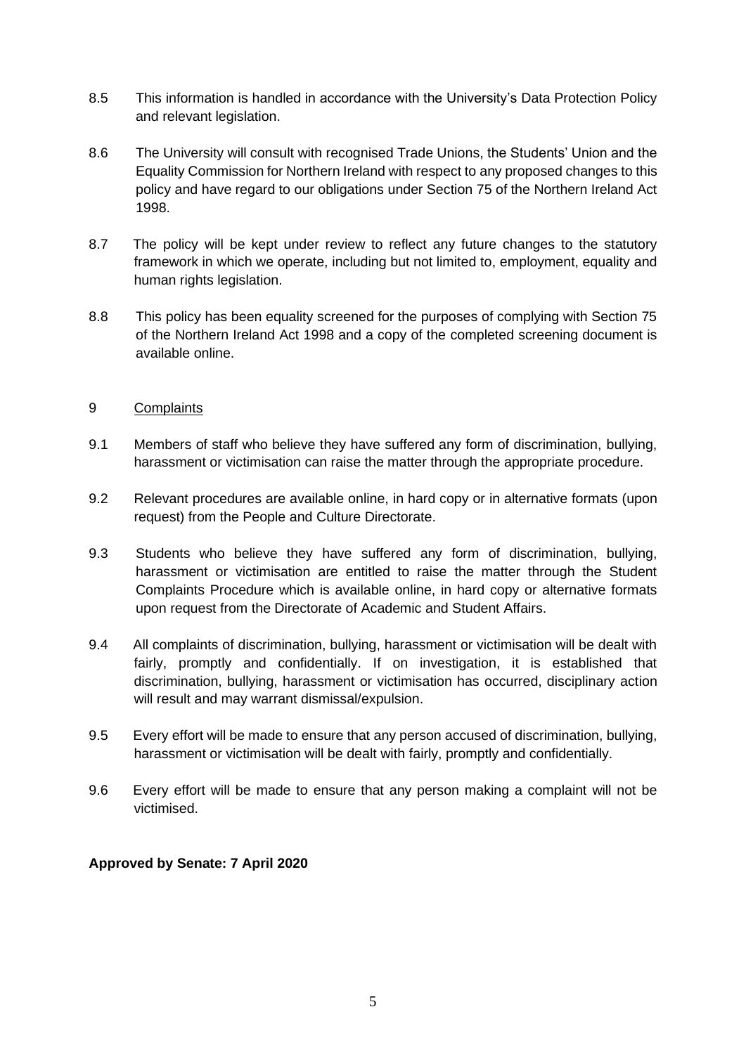8.5 This information is handled in accordance with the University's Data Protection Policy and relevant legislation.

8.6 The University will consult with recognised Trade Unions, the Students' Union and the Equality Commission for Northern Ireland with respect to any proposed changes to this policy and have regard to our obligations under Section 75 of the Northern Ireland Act 1998.

8.7 The policy will be kept under review to reflect any future changes to the statutory framework in which we operate, including but not limited to, employment, equality and human rights legislation.

8.8 This policy has been equality screened for the purposes of complying with Section 75 of the Northern Ireland Act 1998 and a copy of the completed screening document is available online.

## 9 Complaints

9.1 Members of staff who believe they have suffered any form of discrimination, bullying, harassment or victimisation can raise the matter through the appropriate procedure.

9.2 Relevant procedures are available online, in hard copy or in alternative formats (upon request) from the People and Culture Directorate.

9.3 Students who believe they have suffered any form of discrimination, bullying, harassment or victimisation are entitled to raise the matter through the Student Complaints Procedure which is available online, in hard copy or alternative formats upon request from the Directorate of Academic and Student Affairs.

9.4 All complaints of discrimination, bullying, harassment or victimisation will be dealt with fairly, promptly and confidentially. If on investigation, it is established that discrimination, bullying, harassment or victimisation has occurred, disciplinary action will result and may warrant dismissal/expulsion.

9.5 Every effort will be made to ensure that any person accused of discrimination, bullying, harassment or victimisation will be dealt with fairly, promptly and confidentially.

9.6 Every effort will be made to ensure that any person making a complaint will not be victimised.

**Approved by Senate: 7 April 2020**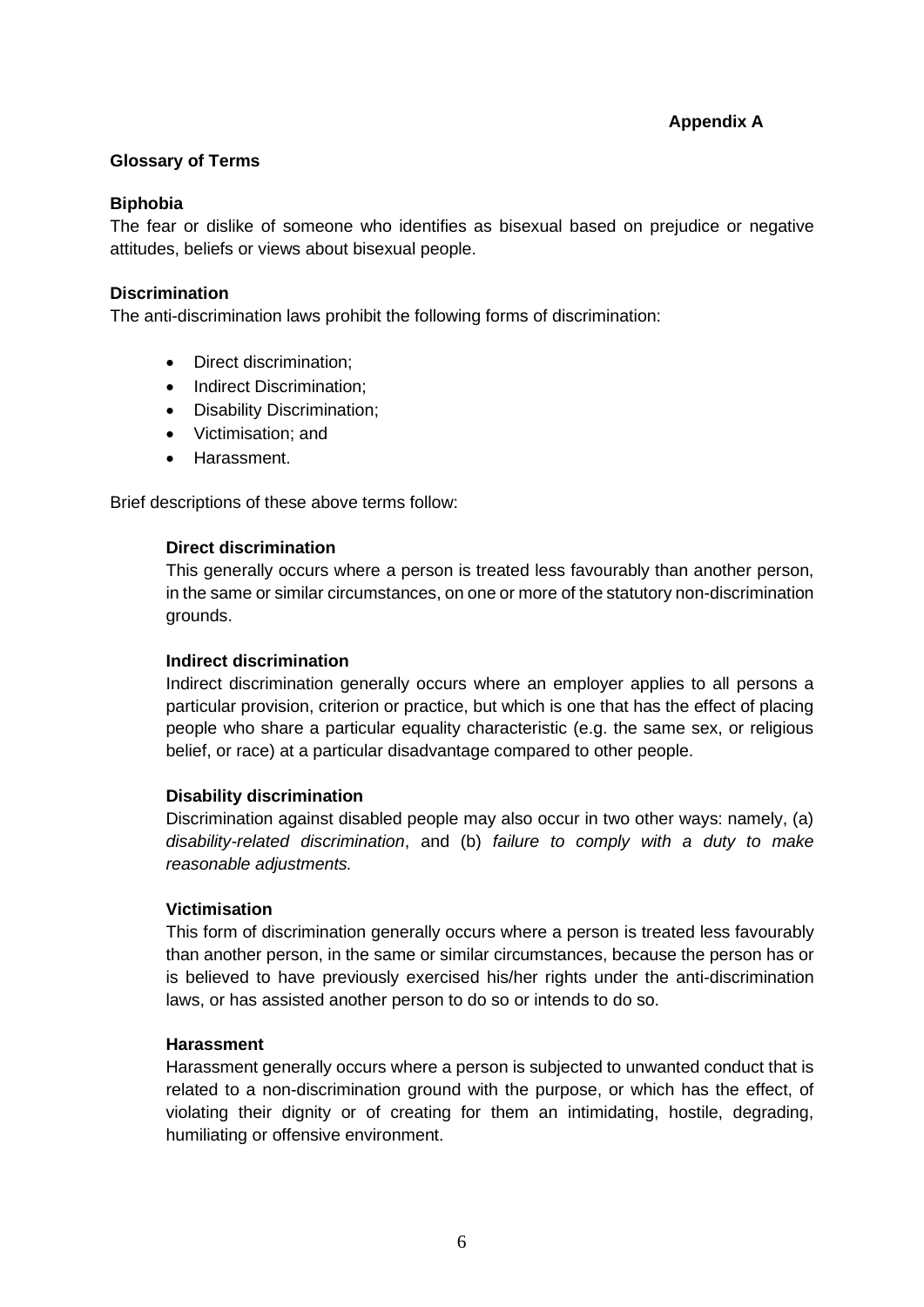**Appendix A**

## Glossary of Terms

### Biphobia

The fear or dislike of someone who identifies as bisexual based on prejudice or negative attitudes, beliefs or views about bisexual people.

### Discrimination

The anti-discrimination laws prohibit the following forms of discrimination:

- Direct discrimination;
- Indirect Discrimination;
- Disability Discrimination;
- Victimisation; and
- Harassment.

Brief descriptions of these above terms follow:

#### Direct discrimination

This generally occurs where a person is treated less favourably than another person, in the same or similar circumstances, on one or more of the statutory non-discrimination grounds.

#### Indirect discrimination

Indirect discrimination generally occurs where an employer applies to all persons a particular provision, criterion or practice, but which is one that has the effect of placing people who share a particular equality characteristic (e.g. the same sex, or religious belief, or race) at a particular disadvantage compared to other people.

#### Disability discrimination

Discrimination against disabled people may also occur in two other ways: namely, (a) *disability-related discrimination*, and (b) *failure to comply with a duty to make reasonable adjustments.*

#### Victimisation

This form of discrimination generally occurs where a person is treated less favourably than another person, in the same or similar circumstances, because the person has or is believed to have previously exercised his/her rights under the anti-discrimination laws, or has assisted another person to do so or intends to do so.

#### Harassment

Harassment generally occurs where a person is subjected to unwanted conduct that is related to a non-discrimination ground with the purpose, or which has the effect, of violating their dignity or of creating for them an intimidating, hostile, degrading, humiliating or offensive environment.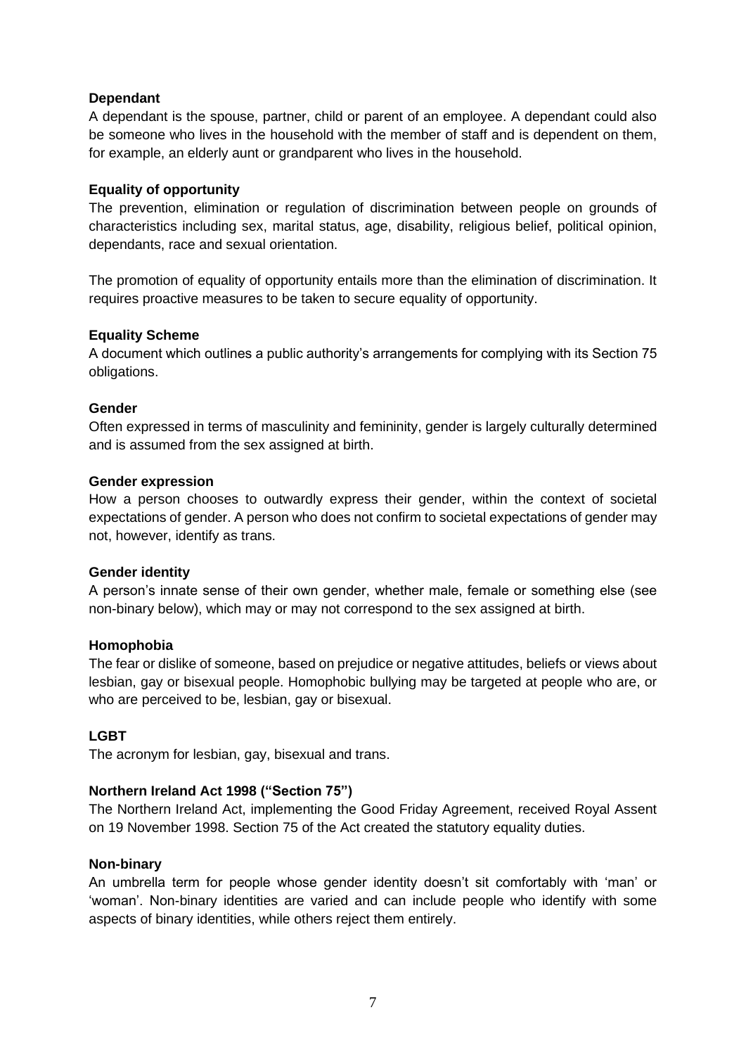**Dependant**

A dependant is the spouse, partner, child or parent of an employee. A dependant could also be someone who lives in the household with the member of staff and is dependent on them, for example, an elderly aunt or grandparent who lives in the household.

**Equality of opportunity**

The prevention, elimination or regulation of discrimination between people on grounds of characteristics including sex, marital status, age, disability, religious belief, political opinion, dependants, race and sexual orientation.

The promotion of equality of opportunity entails more than the elimination of discrimination. It requires proactive measures to be taken to secure equality of opportunity.

**Equality Scheme**

A document which outlines a public authority's arrangements for complying with its Section 75 obligations.

**Gender**

Often expressed in terms of masculinity and femininity, gender is largely culturally determined and is assumed from the sex assigned at birth.

**Gender expression**

How a person chooses to outwardly express their gender, within the context of societal expectations of gender. A person who does not confirm to societal expectations of gender may not, however, identify as trans.

**Gender identity**

A person's innate sense of their own gender, whether male, female or something else (see non-binary below), which may or may not correspond to the sex assigned at birth.

**Homophobia**

The fear or dislike of someone, based on prejudice or negative attitudes, beliefs or views about lesbian, gay or bisexual people. Homophobic bullying may be targeted at people who are, or who are perceived to be, lesbian, gay or bisexual.

**LGBT**

The acronym for lesbian, gay, bisexual and trans.

**Northern Ireland Act 1998 ("Section 75")**

The Northern Ireland Act, implementing the Good Friday Agreement, received Royal Assent on 19 November 1998. Section 75 of the Act created the statutory equality duties.

**Non-binary**

An umbrella term for people whose gender identity doesn't sit comfortably with 'man' or 'woman'. Non-binary identities are varied and can include people who identify with some aspects of binary identities, while others reject them entirely.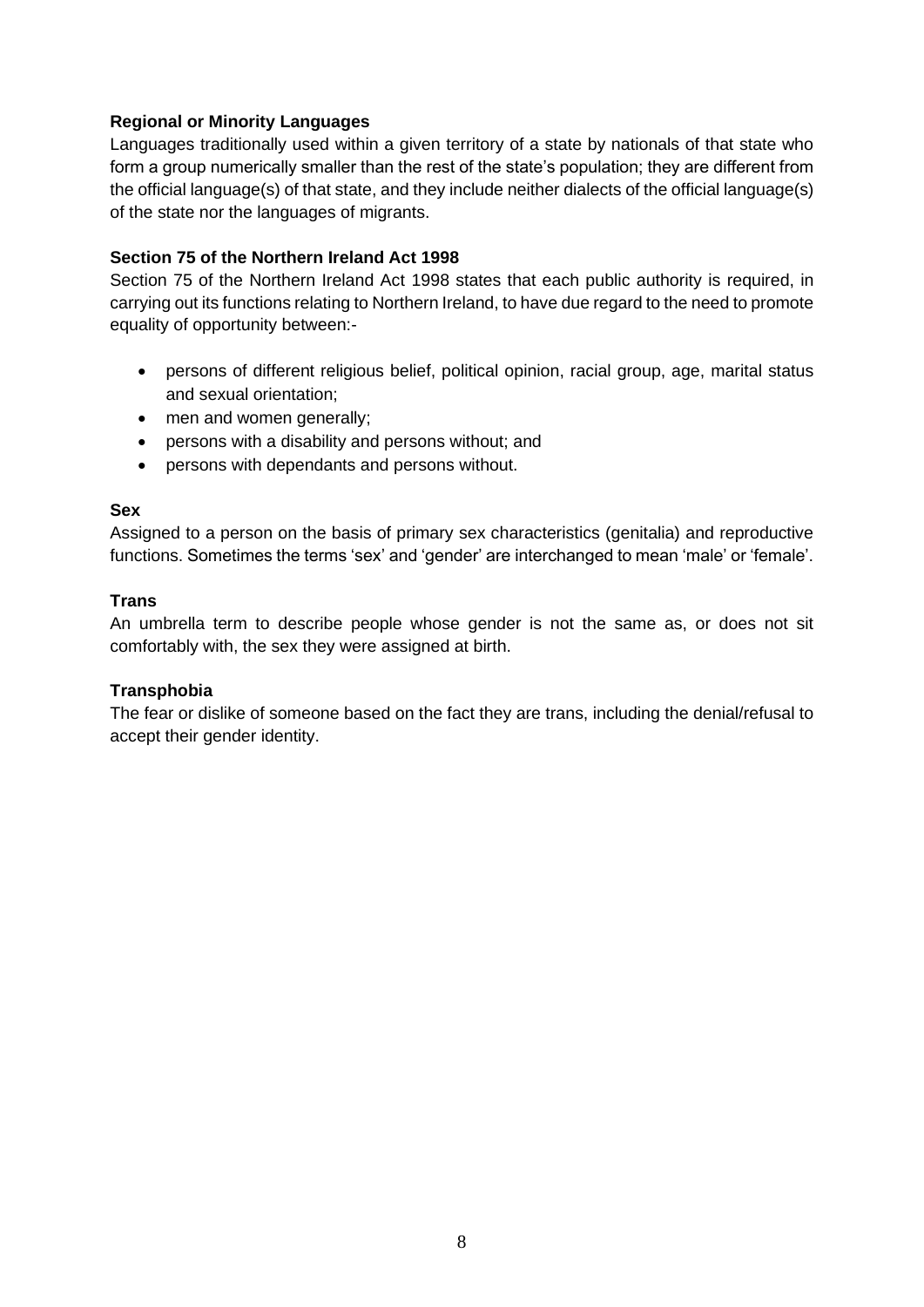**Regional or Minority Languages**
Languages traditionally used within a given territory of a state by nationals of that state who form a group numerically smaller than the rest of the state's population; they are different from the official language(s) of that state, and they include neither dialects of the official language(s) of the state nor the languages of migrants.

**Section 75 of the Northern Ireland Act 1998**
Section 75 of the Northern Ireland Act 1998 states that each public authority is required, in carrying out its functions relating to Northern Ireland, to have due regard to the need to promote equality of opportunity between:-

- persons of different religious belief, political opinion, racial group, age, marital status and sexual orientation;
- men and women generally;
- persons with a disability and persons without; and
- persons with dependants and persons without.

**Sex**
Assigned to a person on the basis of primary sex characteristics (genitalia) and reproductive functions. Sometimes the terms 'sex' and 'gender' are interchanged to mean 'male' or 'female'.

**Trans**
An umbrella term to describe people whose gender is not the same as, or does not sit comfortably with, the sex they were assigned at birth.

**Transphobia**
The fear or dislike of someone based on the fact they are trans, including the denial/refusal to accept their gender identity.